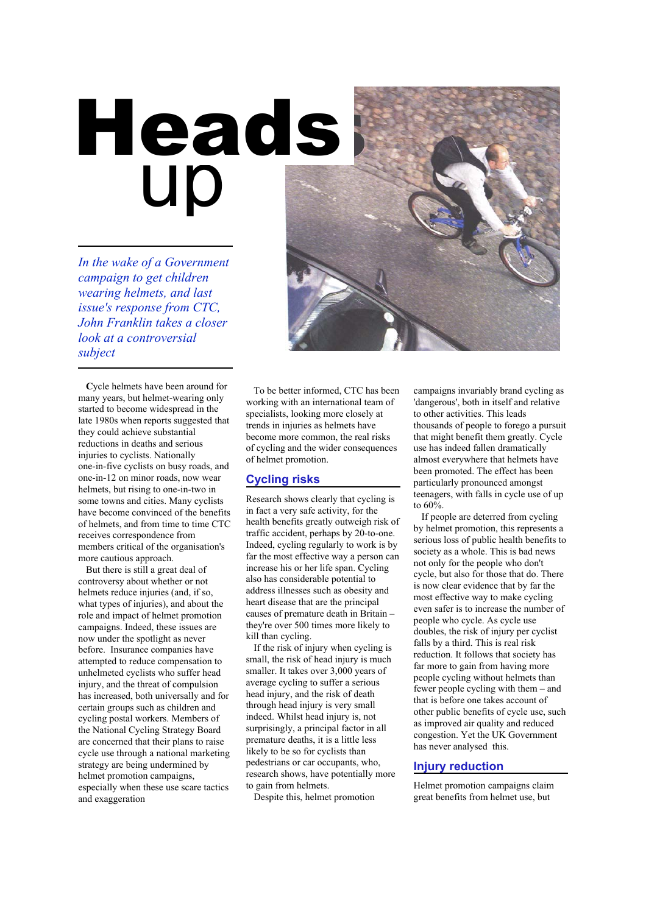# Heads up

*In the wake of a Government campaign to get children wearing helmets, and last issue's response from CTC, John Franklin takes a closer look at a controversial subject*

**C**ycle helmets have been around for many years, but helmet-wearing only started to become widespread in the late 1980s when reports suggested that they could achieve substantial reductions in deaths and serious injuries to cyclists. Nationally one-in-five cyclists on busy roads, and one-in-12 on minor roads, now wear helmets, but rising to one-in-two in some towns and cities. Many cyclists have become convinced of the benefits of helmets, and from time to time CTC receives correspondence from members critical of the organisation's more cautious approach.

But there is still a great deal of controversy about whether or not helmets reduce injuries (and, if so, what types of injuries), and about the role and impact of helmet promotion campaigns. Indeed, these issues are now under the spotlight as never before. Insurance companies have attempted to reduce compensation to unhelmeted cyclists who suffer head injury, and the threat of compulsion has increased, both universally and for certain groups such as children and cycling postal workers. Members of the National Cycling Strategy Board are concerned that their plans to raise cycle use through a national marketing strategy are being undermined by helmet promotion campaigns, especially when these use scare tactics and exaggeration

To be better informed, CTC has been working with an international team of specialists, looking more closely at trends in injuries as helmets have become more common, the real risks of cycling and the wider consequences of helmet promotion.

## Cycling risks

Research shows clearly that cycling is in fact a very safe activity, for the health benefits greatly outweigh risk of traffic accident, perhaps by 20-to-one. Indeed, cycling regularly to work is by far the most effective way a person can increase his or her life span. Cycling also has considerable potential to address illnesses such as obesity and heart disease that are the principal causes of premature death in Britain – they're over 500 times more likely to kill than cycling.

If the risk of injury when cycling is small, the risk of head injury is much smaller. It takes over 3,000 years of average cycling to suffer a serious head injury, and the risk of death through head injury is very small indeed. Whilst head injury is, not surprisingly, a principal factor in all premature deaths, it is a little less likely to be so for cyclists than pedestrians or car occupants, who, research shows, have potentially more to gain from helmets.

Despite this, helmet promotion campaigns invariably brand cycling as 'dangerous', both in itself and relative to other activities. This leads thousands of people to forego a pursuit that might benefit them greatly. Cycle use has indeed fallen dramatically almost everywhere that helmets have been promoted. The effect has been particularly pronounced amongst teenagers, with falls in cycle use of up to 60%.

If people are deterred from cycling by helmet promotion, this represents a serious loss of public health benefits to society as a whole. This is bad news not only for the people who don't cycle, but also for those that do. There is now clear evidence that by far the most effective way to make cycling even safer is to increase the number of people who cycle. As cycle use doubles, the risk of injury per cyclist falls by a third. This is real risk reduction. It follows that society has far more to gain from having more people cycling without helmets than fewer people cycling with them – and that is before one takes account of other public benefits of cycle use, such as improved air quality and reduced congestion. Yet the UK Government has never analysed this.

## Injury reduction

Helmet promotion campaigns claim great benefits from helmet use, but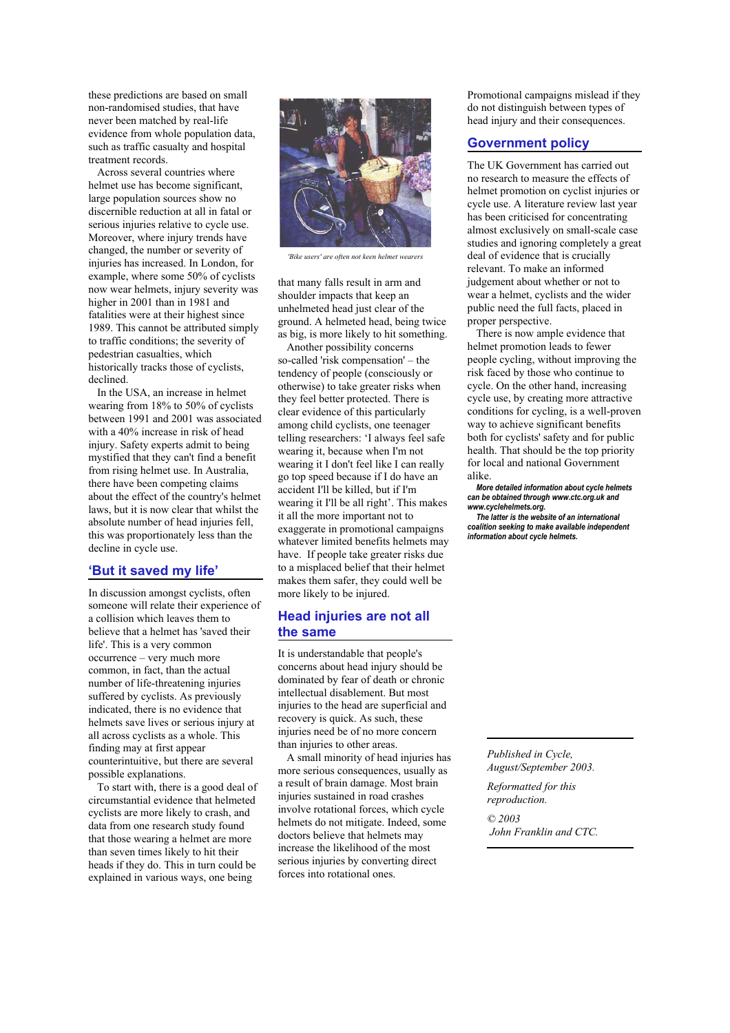these predictions are based on small non-randomised studies, that have never been matched by real-life evidence from whole population data, such as traffic casualty and hospital treatment records.

Across several countries where helmet use has become significant, large population sources show no discernible reduction at all in fatal or serious injuries relative to cycle use. Moreover, where injury trends have changed, the number or severity of injuries has increased. In London, for example, where some 50% of cyclists now wear helmets, injury severity was higher in 2001 than in 1981 and fatalities were at their highest since 1989. This cannot be attributed simply to traffic conditions; the severity of pedestrian casualties, which historically tracks those of cyclists, declined.

In the USA, an increase in helmet wearing from 18% to 50% of cyclists between 1991 and 2001 was associated with a 40% increase in risk of head injury. Safety experts admit to being mystified that they can't find a benefit from rising helmet use. In Australia, there have been competing claims about the effect of the country's helmet laws, but it is now clear that whilst the absolute number of head injuries fell, this was proportionately less than the decline in cycle use.

## 'But it saved my life'

In discussion amongst cyclists, often someone will relate their experience of a collision which leaves them to believe that a helmet has 'saved their life'. This is a very common occurrence – very much more common, in fact, than the actual number of life-threatening injuries suffered by cyclists. As previously indicated, there is no evidence that helmets save lives or serious injury at all across cyclists as a whole. This finding may at first appear counterintuitive, but there are several possible explanations.

To start with, there is a good deal of circumstantial evidence that helmeted cyclists are more likely to crash, and data from one research study found that those wearing a helmet are more than seven times likely to hit their heads if they do. This in turn could be explained in various ways, one being that many falls result in arm and shoulder impacts that keep an unhelmeted head just clear of the ground. A helmeted head, being twice as big, is more likely to hit something.

*'Bike users' are often not keen helmet wearers*

Another possibility concerns so-called 'risk compensation' – the tendency of people (consciously or otherwise) to take greater risks when they feel better protected. There is clear evidence of this particularly among child cyclists, one teenager telling researchers: 'I always feel safe wearing it, because when I'm not wearing it I don't feel like I can really go top speed because if I do have an accident I'll be killed, but if I'm wearing it I'll be all right'. This makes it all the more important not to exaggerate in promotional campaigns whatever limited benefits helmets may have. If people take greater risks due to a misplaced belief that their helmet makes them safer, they could well be more likely to be injured.

## Head injuries are not all the same

It is understandable that people's concerns about head injury should be dominated by fear of death or chronic intellectual disablement. But most injuries to the head are superficial and recovery is quick. As such, these injuries need be of no more concern than injuries to other areas.

A small minority of head injuries has more serious consequences, usually as a result of brain damage. Most brain injuries sustained in road crashes involve rotational forces, which cycle helmets do not mitigate. Indeed, some doctors believe that helmets may increase the likelihood of the most serious injuries by converting direct forces into rotational ones.

Promotional campaigns mislead if they do not distinguish between types of head injury and their consequences.

## Government policy

The UK Government has carried out no research to measure the effects of helmet promotion on cyclist injuries or cycle use. A literature review last year has been criticised for concentrating almost exclusively on small-scale case studies and ignoring completely a great deal of evidence that is crucially relevant. To make an informed judgement about whether or not to wear a helmet, cyclists and the wider public need the full facts, placed in proper perspective.

There is now ample evidence that helmet promotion leads to fewer people cycling, without improving the risk faced by those who continue to cycle. On the other hand, increasing cycle use, by creating more attractive conditions for cycling, is a well-proven way to achieve significant benefits both for cyclists' safety and for public health. That should be the top priority for local and national Government alike.

***More detailed information about cycle helmets can be obtained through www.ctc.org.uk and www.cyclehelmets.org.***

***The latter is the website of an international coalition seeking to make available independent information about cycle helmets.***

---

*Published in Cycle, August/September 2003.*

*Reformatted for this reproduction.*

*© 2003 John Franklin and CTC.*